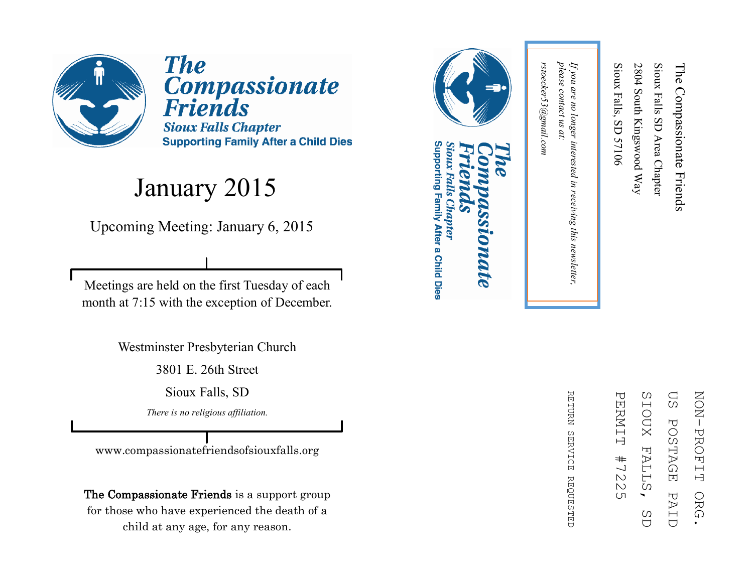# The Compassionate Friends

### Sioux Falls Chapter

**Supporting Family After a Child Dies**

## January 2015

Upcoming Meeting: January 6, 2015

Meetings are held on the first Tuesday of each month at 7:15 with the exception of December.

Westminster Presbyterian Church

3801 E. 26th Street

Sioux Falls, SD

*There is no religious affiliation.*

www.compassionatefriendsofsiouxfalls.org

**The Compassionate Friends** is a support group for those who have experienced the death of a child at any age, for any reason.

---

The Compassionate Friends
Sioux Falls SD Area Chapter
2804 South Kingswood Way
Sioux Falls, SD 57106

NON-PROFIT ORG.
US POSTAGE PAID
SIOUX FALLS, SD
PERMIT #7225

RETURN SERVICE REQUESTED

*If you are no longer interested in receiving this newsletter, please contact us at: rstoecker53@gmail.com*

**The Compassionate Friends**
*Sioux Falls Chapter*
**Supporting Family After a Child Dies**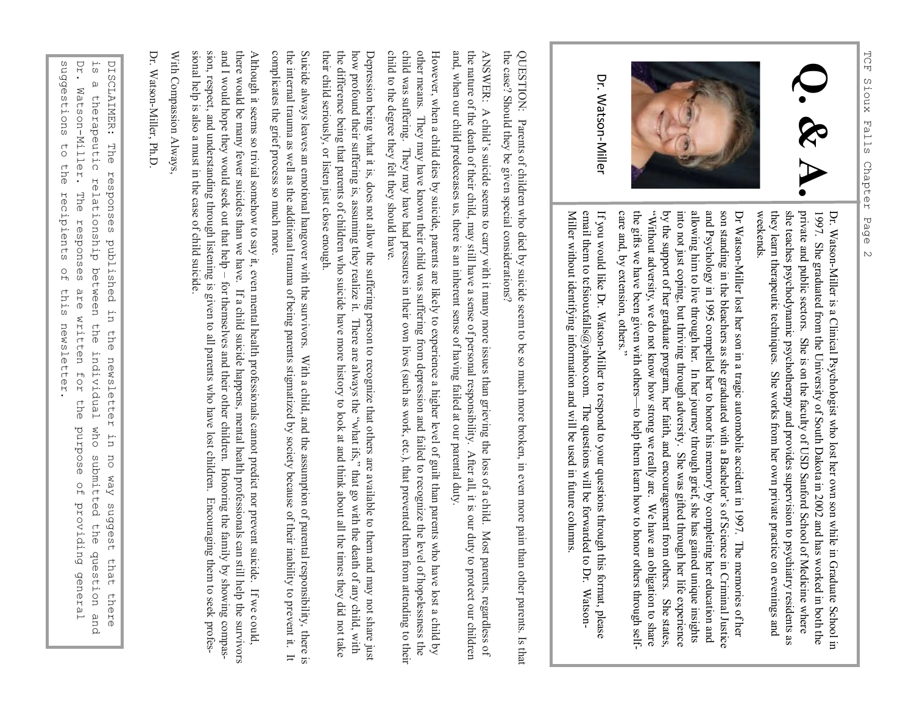# Q. & A.

Dr. Watson-Miller

Dr. Watson-Miller is a Clinical Psychologist who lost her own son while in Graduate School in 1997. She graduated from the University of South Dakota in 2002 and has worked in both the private and public sectors. She is on the faculty of USD Sanford School of Medicine where she teaches psychodynamic psychotherapy and provides supervision to psychiatry residents as they learn therapeutic techniques. She works from her own private practice on evenings and weekends.

Dr Watson-Miller lost her son in a tragic automobile accident in 1997. The memories of her son standing in the bleachers as she graduated with a Bachelor's of Science in Criminal Justice and Psychology in 1995 compelled her to honor his memory by completing her education and allowing him to live through her. In her journey through grief, she has gained unique insights into not just coping, but thriving through adversity. She was gifted through her life experience by the support of her graduate program, her faith, and encouragement from others. She states, "Without adversity, we do not know how strong we really are. We have an obligation to share the gifts we have been given with others—to help them learn how to honor others through self-care and, by extension, others."

If you would like Dr. Watson-Miller to respond to your questions through this format, please email them to tcfsiouxfalls@yahoo.com. The questions will be forwarded to Dr. Watson-Miller without identifying information and will be used in future columns.

QUESTION: Parents of children who died by suicide seem to be so much more broken, in even more pain than other parents. Is that the case? Should they be given special considerations?

ANSWER: A child's suicide seems to carry with it many more issues than grieving the loss of a child. Most parents, regardless of the nature of the death of their child, may still have a sense of personal responsibility. After all, it is our duty to protect our children and, when our child predeceases us, there is an inherent sense of having failed at our parental duty.

However, when a child dies by suicide, parents are likely to experience a higher level of guilt than parents who have lost a child by other means. They may have known their child was suffering from depression and failed to recognize the level of hopelessness the child was suffering. They may have had pressures in their own lives (such as work, etc.), that prevented them from attending to their child to the degree they felt they should have.

Depression being what it is, does not allow the suffering person to recognize that others are available to them and may not share just how profound their suffering is, assuming they realize it. There are always the "what ifs," that go with the death of any child, with the difference being that parents of children who suicide have more history to look at and think about all the times they did not take their child seriously, or listen just close enough.

Suicide always leaves an emotional hangover with the survivors. With a child, and the assumption of parental responsibility, there is the internal trauma as well as the additional trauma of being parents stigmatized by society because of their inability to prevent it. It complicates the grief process so much more.

Although it seems so trivial somehow to say it, even mental health professionals cannot predict nor prevent suicide. If we could, there would be many fewer suicides than we have. If a child suicide happens, mental health professionals can still help the survivors and I would hope they would seek out that help – for themselves and their other children. Honoring the family by showing compassion, respect, and understanding through listening is given to all parents who have lost children. Encouraging them to seek professional help is also a must in the case of child suicide.

With Compassion Always,

Dr. Watson-Miller, Ph.D.

DISCLAIMER: The responses published in the newsletter in no way suggest that there is a therapeutic relationship between the individual who submitted the question and Dr. Watson-Miller. The responses are written for the purpose of providing general suggestions to the recipients of this newsletter.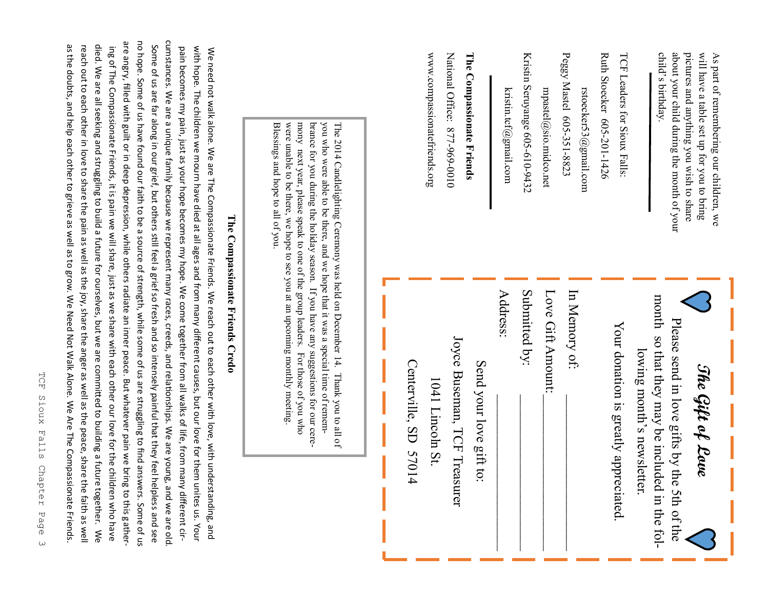As part of remembering our children, we will have a table set up for you to bring pictures and anything you wish to share about your child during the month of your child's birthday.

---

TCF Leaders for Sioux Falls:

Ruth Stoecker 605-201-1426

rstoecker53@gmail.com

Peggy Mastel 605-351-8823

mpastel@sio.midco.net

Kristin Seruyange 605-610-9432

kristin.tcf@gmail.com

---

**The Compassionate Friends**

National Office: 877-969-0010

www.compassionatefriends.org

## *The Gift of Love*

Please send in love gifts by the 5th of the month so that they may be included in the following month's newsletter.

Your donation is greatly appreciated.

In Memory of: ____________________

Love Gift Amount: ____________________

Submitted by: ____________________

Address: ____________________

Send your love gift to:

Joyce Buseman, TCF Treasurer

1041 Lincoln St.

Centerville, SD 57014

The 2014 Candlelighting Ceremony was held on December 14. Thank you to all of you who were able to be there, and we hope that it was a special time of remembrance for you during the holiday season. If you have any suggestions for our ceremony next year, please speak to one of the group leaders. For those of you who were unable to be there, we hope to see you at an upcoming monthly meeting. Blessings and hope to all of you.

## The Compassionate Friends Credo

We need not walk alone. We are The Compassionate Friends. We reach out to each other with love, with understanding, and with hope. The children we mourn have died at all ages and from many different causes, but our love for them unites us. Your pain becomes my pain, just as your hope becomes my hope. We come together from all walks of life, from many different circumstances. We are a unique family because we represent many races, creeds, and relationships. We are young, and we are old. Some of us are far along in our grief, but others still feel a grief so fresh and so intensely painful that they feel helpless and see no hope. Some of us have found our faith to be a source of strength, while some of us are struggling to find answers. Some of us are angry, filled with guilt or in deep depression, while others radiate an inner peace. But whatever pain we bring to this gathering of The Compassionate Friends, it is pain we will share, just as we share with each other our love for the children who have died. We are all seeking and struggling to build a future for ourselves, but we are committed to building a future together. We reach out to each other in love to share the pain as well as the joy, share the anger as well as the peace, share the faith as well as the doubts, and help each other to grieve as well as to grow. We Need Not Walk Alone. We Are The Compassionate Friends.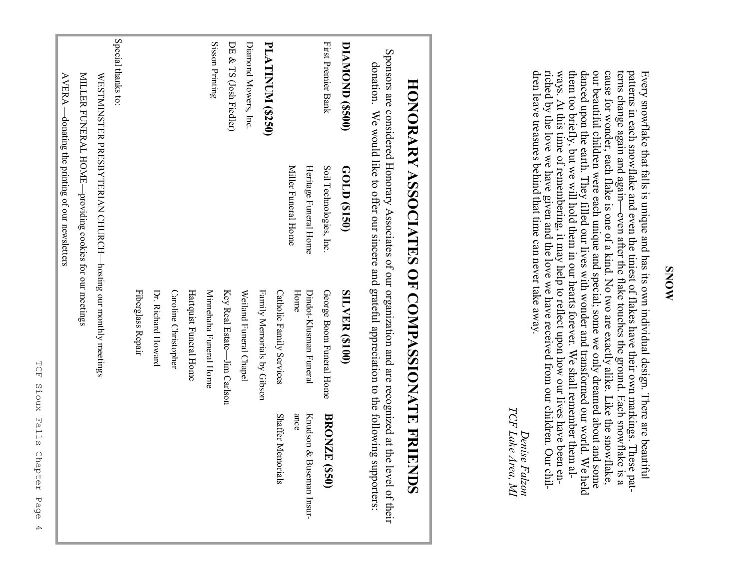## SNOW

Every snowflake that falls is unique and has its own individual design. There are beautiful patterns in each snowflake and even the tiniest of flakes have their own markings. These patterns change again and again—even after the flake touches the ground. Each snowflake is a cause for wonder, each flake is one of a kind. No two are exactly alike. Like the snowflake, our beautiful children were each unique and special; some we only dreamed about and some danced upon the earth. They filled our lives with wonder and transformed our world. We held them too briefly, but we will hold them in our hearts forever. We shall remember them always. At this time of remembering, it may help to reflect upon how our lives have been enriched by the love we have given and the love we have received from our children. Our children leave treasures behind that time can never take away.

*Denise Falzon*
*TCF Lake Area, MI*

# HONORARY ASSOCIATES OF COMPASSIONATE FRIENDS

Sponsors are considered Honorary Associates of our organization and are recognized at the level of their donation. We would like to offer our sincere and grateful appreciation to the following supporters:

**DIAMOND ($500)**

First Premier Bank

**PLATINUM ($250)**

Diamond Mowers, Inc.
DE & TS (Josh Fiedler)
Sisson Printing

**GOLD ($150)**

Soil Technologies, Inc.
Heritage Funeral Home
Miller Funeral Home

**SILVER ($100)**

George Boom Funeral Home
Dindot-Klusman Funeral Home
Catholic Family Services
Family Memorials by Gibson
Weiland Funeral Chapel
Key Real Estate—Jim Carlson
Minnehaha Funeral Home
Hartquist Funeral Home
Caroline Christopher
Dr. Richard Howard
Fiberglass Repair

**BRONZE ($50)**

Knudson & Buseman Insurance
Shaffer Memorials

Special thanks to:

WESTMINSTER PRESBYTERIAN CHURCH—hosting our monthly meetings
MILLER FUNERAL HOME—providing cookies for our meetings
AVERA —donating the printing of our newsletters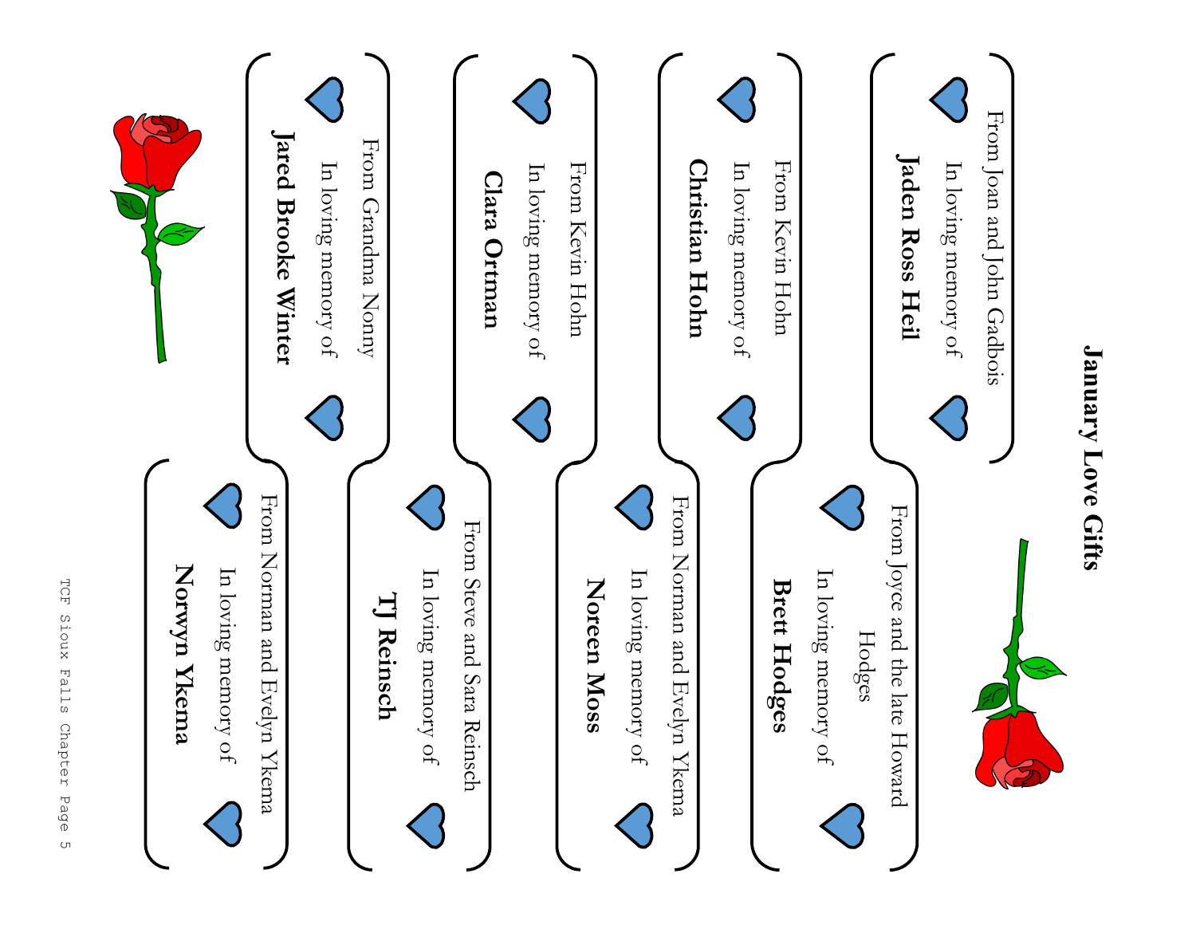# January Love Gifts

From Joan and John Gadbois

In loving memory of

**Jaden Ross Heil**

From Joyce and the late Howard Hodges

In loving memory of

**Brett Hodges**

From Kevin Hohn

In loving memory of

**Christian Hohn**

From Norman and Evelyn Ykema

In loving memory of

**Noreen Moss**

From Kevin Hohn

In loving memory of

**Clara Ortman**

From Steve and Sara Reinsch

In loving memory of

**TJ Reinsch**

From Grandma Nonny

In loving memory of

**Jared Brooke Winter**

From Norman and Evelyn Ykema

In loving memory of

**Norwyn Ykema**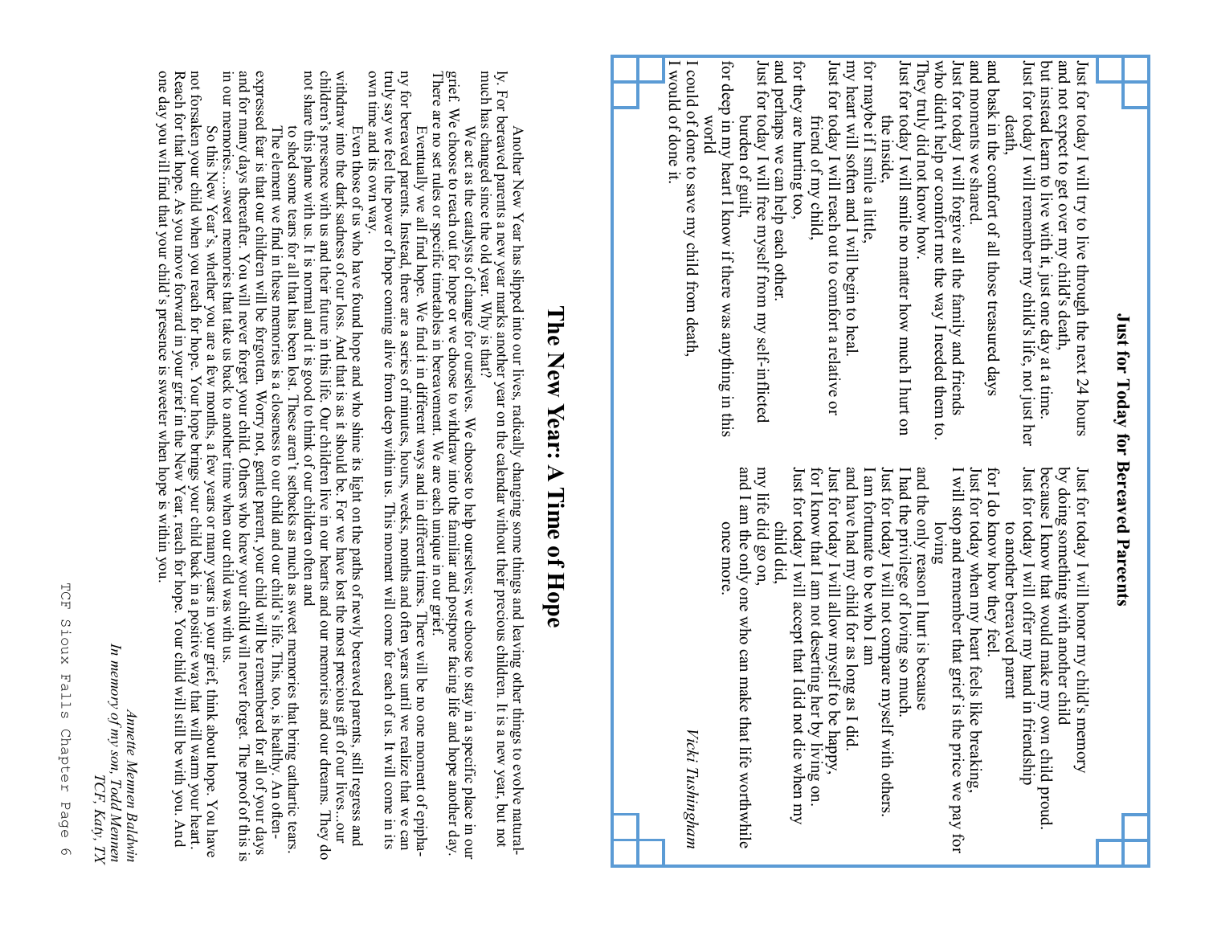## Just for Today for Bereaved Parents

Just for today I will try to live through the next 24 hours
and not expect to get over my child's death,
but instead learn to live with it, just one day at a time.
Just for today I will remember my child's life, not just her
  death,
and bask in the comfort of all those treasured days
and moments we shared.
Just for today I will forgive all the family and friends
who didn't help or comfort me the way I needed them to.
They truly did not know how.
Just for today I will smile no matter how much I hurt on
  the inside,
for maybe if I smile a little,
my heart will soften and I will begin to heal.
Just for today I will reach out to comfort a relative or
  friend of my child,
for they are hurting too,
and perhaps we can help each other.
Just for today I will free myself from my self-inflicted
  burden of guilt,
for deep in my heart I know if there was anything in this
  world
I could of done to save my child from death,
I would of done it.

Just for today I will honor my child's memory
by doing something with another child
because I know that would make my own child proud.
Just for today I will offer my hand in friendship
  to another bereaved parent
for I do know how they feel.
Just for today when my heart feels like breaking,
I will stop and remember that grief is the price we pay for
  loving
and the only reason I hurt is because
I had the privilege of loving so much.
Just for today I will not compare myself with others.
I am fortunate to be who I am
and have had my child for as long as I did.
Just for today I will allow myself to be happy,
for I know that I am not deserting her by living on.
Just for today I will accept that I did not die when my
  child did,
my life did go on,
and I am the only one who can make that life worthwhile
  once more.

*Vicki Tushingham*

## The New Year: A Time of Hope

Another New Year has slipped into our lives, radically changing some things and leaving other things to evolve naturally. For bereaved parents a new year marks another year on the calendar without their precious children. It is a new year, but not much has changed since the old year. Why is that?

We act as the catalysts of change for ourselves. We choose to help ourselves; we choose to stay in a specific place in our grief. We choose to reach out for hope or we choose to withdraw into the familiar and postpone facing life and hope another day. There are no set rules or specific timetables in bereavement. We are each unique in our grief.

Eventually we all find hope. We find it in different ways and in different times. There will be no one moment of epiphany for bereaved parents. Instead, there are a series of minutes, hours, weeks, months and often years until we realize that we can truly say we feel the power of hope coming alive from deep within us. This moment will come for each of us. It will come in its own time and its own way.

Even those of us who have found hope and who shine its light on the paths of newly bereaved parents, still regress and withdraw into the dark sadness of our loss. And that is as it should be. For we have lost the most precious gift of our lives...our children's presence with us and their future in this life. Our children live in our hearts and our memories and our dreams. They do not share this plane with us. It is normal and it is good to think of our children often and to shed some tears for all that has been lost. These aren't setbacks as much as sweet memories that bring cathartic tears.

The element we find in these memories is a closeness to our child and our child's life. This, too, is healthy. An often-expressed fear is that our children will be forgotten. Worry not, gentle parent, your child will be remembered for all of your days and for many days thereafter. You will never forget your child. Others who knew your child will never forget. The proof of this is in our memories…sweet memories that take us back to another time when our child was with us.

So this New Year's, whether you are a few months, a few years or many years in your grief, think about hope. You have not forsaken your child when you reach for hope. Your hope brings your child back in a positive way that will warm your heart. Reach for that hope. As you move forward in your grief in the New Year, reach for hope. Your child will still be with you. And one day you will find that your child's presence is sweeter when hope is within you.

*Annette Mennen Baldwin*
*In memory of my son, Todd Mennen*
*TCF, Katy, TX*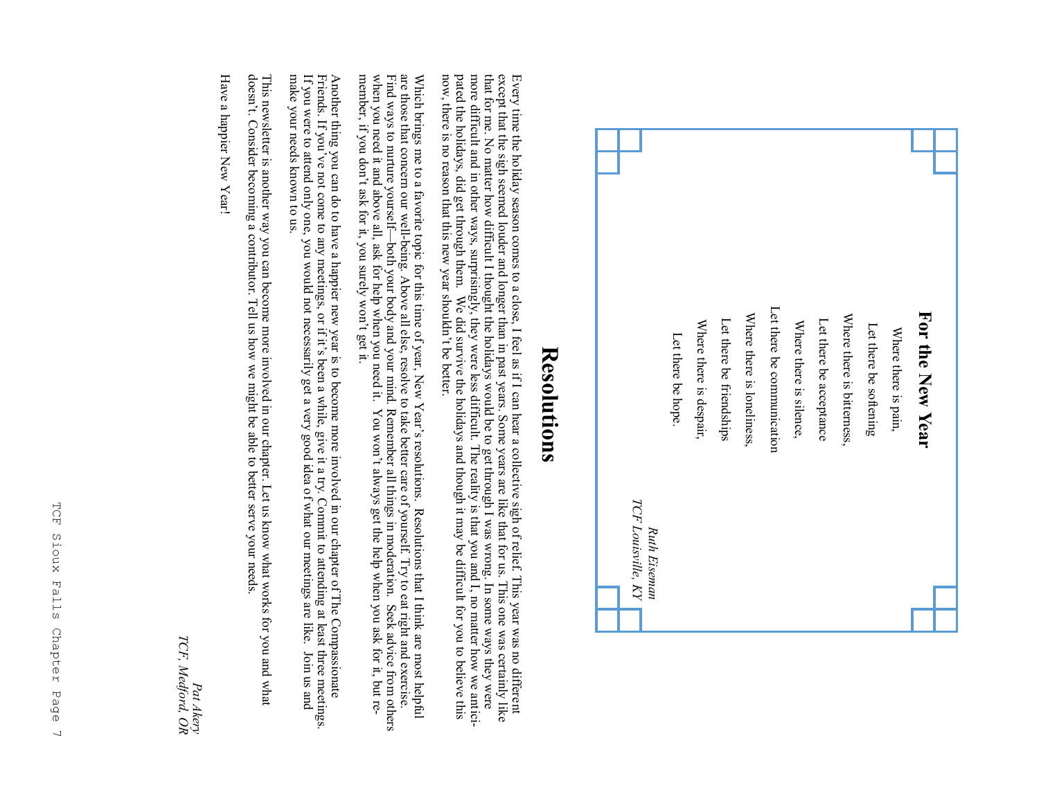## For the New Year

Where there is pain,

Let there be softening

Where there is bitterness,

Let there be acceptance

Where there is silence,

Let there be communication

Where there is loneliness,

Let there be friendships

Where there is despair,

Let there be hope.

*Ruth Eiseman*
*TCF Louisville, KY*

# Resolutions

Every time the holiday season comes to a close, I feel as if I can hear a collective sigh of relief. This year was no different except that the sigh seemed louder and longer than in past years. Some years are like that for us. This one was certainly like that for me. No matter how difficult I thought the holidays would be to get through I was wrong. In some ways they were more difficult and in other ways, surprisingly, they were less difficult. The reality is that you and I, no matter how we anticipated the holidays, did get through them. We did survive the holidays and though it may be difficult for you to believe this now, there is no reason that this new year shouldn't be better.

Which brings me to a favorite topic for this time of year, New Year's resolutions. Resolutions that I think are most helpful are those that concern our well-being. Above all else, resolve to take better care of yourself. Try to eat right and exercise. Find ways to nurture yourself—both your body and your mind. Remember all things in moderation. Seek advice from others when you need it and above all, ask for help when you need it. You won't always get the help when you ask for it, but remember, if you don't ask for it, you surely won't get it.

Another thing you can do to have a happier new year is to become more involved in our chapter of The Compassionate Friends. If you've not come to any meetings, or if it's been a while, give it a try. Commit to attending at least three meetings. If you were to attend only one, you would not necessarily get a very good idea of what our meetings are like. Join us and make your needs known to us.

This newsletter is another way you can become more involved in our chapter. Let us know what works for you and what doesn't. Consider becoming a contributor. Tell us how we might be able to better serve your needs.

Have a happier New Year!

*Pat Akery*
*TCF, Medford, OR*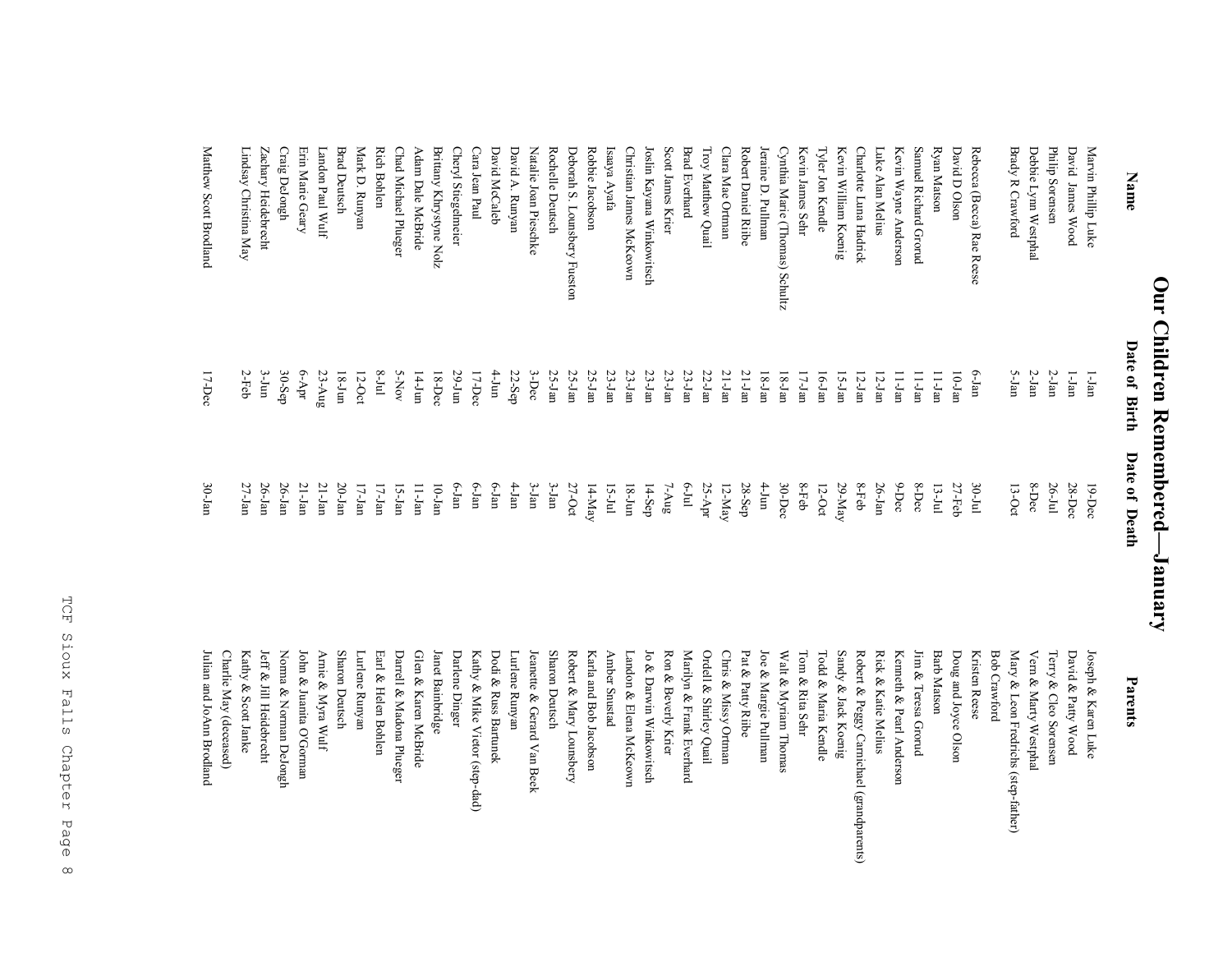# Our Children Remembered—January

| Name | Date of Birth | Date of Death | Parents |
|---|---|---|---|
| Marvin Phillip Luke | 1-Jan | 19-Dec | Joseph & Karen Luke |
| David James Wood | 1-Jan | 28-Dec | David & Patty Wood |
| Philip Sorensen | 2-Jan | 26-Jul | Terry & Cleo Sorensen |
| Debbie Lynn Westphal | 2-Jan | 8-Dec | Vern & Marty Westphal |
| Brady R Crawford | 5-Jan | 13-Oct | Mary & Leon Fredrichs (step-father) |
| | | | Bob Crawford |
| Rebecca (Becca) Rae Reese | 6-Jan | 30-Jul | Kristen Reese |
| David D Olson | 10-Jan | 27-Feb | Doug and Joyce Olson |
| Ryan Matson | 11-Jan | 13-Jul | Barb Matson |
| Samuel Richard Grorud | 11-Jan | 8-Dec | Jim & Teresa Grorud |
| Kevin Wayne Anderson | 11-Jan | 9-Dec | Kenneth & Pearl Anderson |
| Luke Alan Melius | 12-Jan | 26-Jan | Rick & Katie Melius |
| Charlotte Luna Hadrick | 12-Jan | 8-Feb | Robert & Peggy Carmichael (grandparents) |
| Kevin William Koenig | 15-Jan | 29-May | Sandy & Jack Koenig |
| Tyler Jon Kendle | 16-Jan | 12-Oct | Todd & Maria Kendle |
| Kevin James Sehr | 17-Jan | 8-Feb | Tom & Rita Sehr |
| Cynthia Marie (Thomas) Schultz | 18-Jan | 30-Dec | Walt & Myriam Thomas |
| Jeraine D. Pullman | 18-Jan | 4-Jun | Joe & Margie Pullman |
| Robert Daniel Ribe | 21-Jan | 28-Sep | Pat & Patty Ribe |
| Clara Mae Ortman | 21-Jan | 12-May | Chris & Missy Ortman |
| Troy Matthew Quail | 22-Jan | 25-Apr | Ordell & Shirley Quail |
| Brad Everhard | 23-Jan | 6-Jul | Marilyn & Frank Everhard |
| Scott James Krier | 23-Jan | 7-Aug | Ron & Beverly Krier |
| Joslin Kayana Winkowitsch | 23-Jan | 14-Sep | Jo & Darwin Winkowitsch |
| Christian James McKeown | 23-Jan | 18-Jun | Landon & Elena McKeown |
| Isaya Ayafa | 23-Jan | 15-Jul | Amber Snustad |
| Robbie Jacobson | 25-Jan | 14-May | Karla and Bob Jacobson |
| Deborah S. Lounsbery Fueston | 25-Jan | 27-Oct | Robert & Mary Lounsbery |
| Rochelle Deutsch | 25-Jan | 3-Jan | Sharon Deutsch |
| Natalie Joan Pieschke | 3-Dec | 3-Jan | Jeanette & Gerard Van Beek |
| David A. Runyan | 22-Sep | 4-Jan | Lurlene Runyan |
| David McCaleb | 4-Jun | 6-Jan | Dodi & Russ Bartunek |
| Cara Jean Paul | 17-Dec | 6-Jan | Kathy & Mike Vietor (step-dad) |
| Cheryl Stiegelmeier | 29-Jun | 6-Jan | Darlene Dinger |
| Brittany Khrystyne Nolz | 18-Dec | 10-Jan | Janet Bainbridge |
| Adam Dale McBride | 14-Jun | 11-Jan | Glen & Karen McBride |
| Chad Michael Plueger | 5-Nov | 15-Jan | Darrell & Madona Plueger |
| Rich Bohlen | 8-Jul | 17-Jan | Earl & Helen Bohlen |
| Mark D. Runyan | 12-Oct | 17-Jan | Lurlene Runyan |
| Brad Deutsch | 18-Jun | 20-Jan | Sharon Deutsch |
| Landon Paul Wulf | 23-Aug | 21-Jan | Arnie & Myra Wulf |
| Erin Marie Geary | 6-Apr | 21-Jan | John & Juanita O'Gorman |
| Craig DeJongh | 30-Sep | 26-Jan | Norma & Norman DeJongh |
| Zachary Heidebrecht | 3-Jun | 26-Jan | Jeff & Jill Heidebrecht |
| Lindsay Christina May | 2-Feb | 27-Jan | Kathy & Scott Janke |
| | | | Charlie May (deceased) |
| Matthew Scott Brodland | 17-Dec | 30-Jan | Julian and JoAnn Brodland |